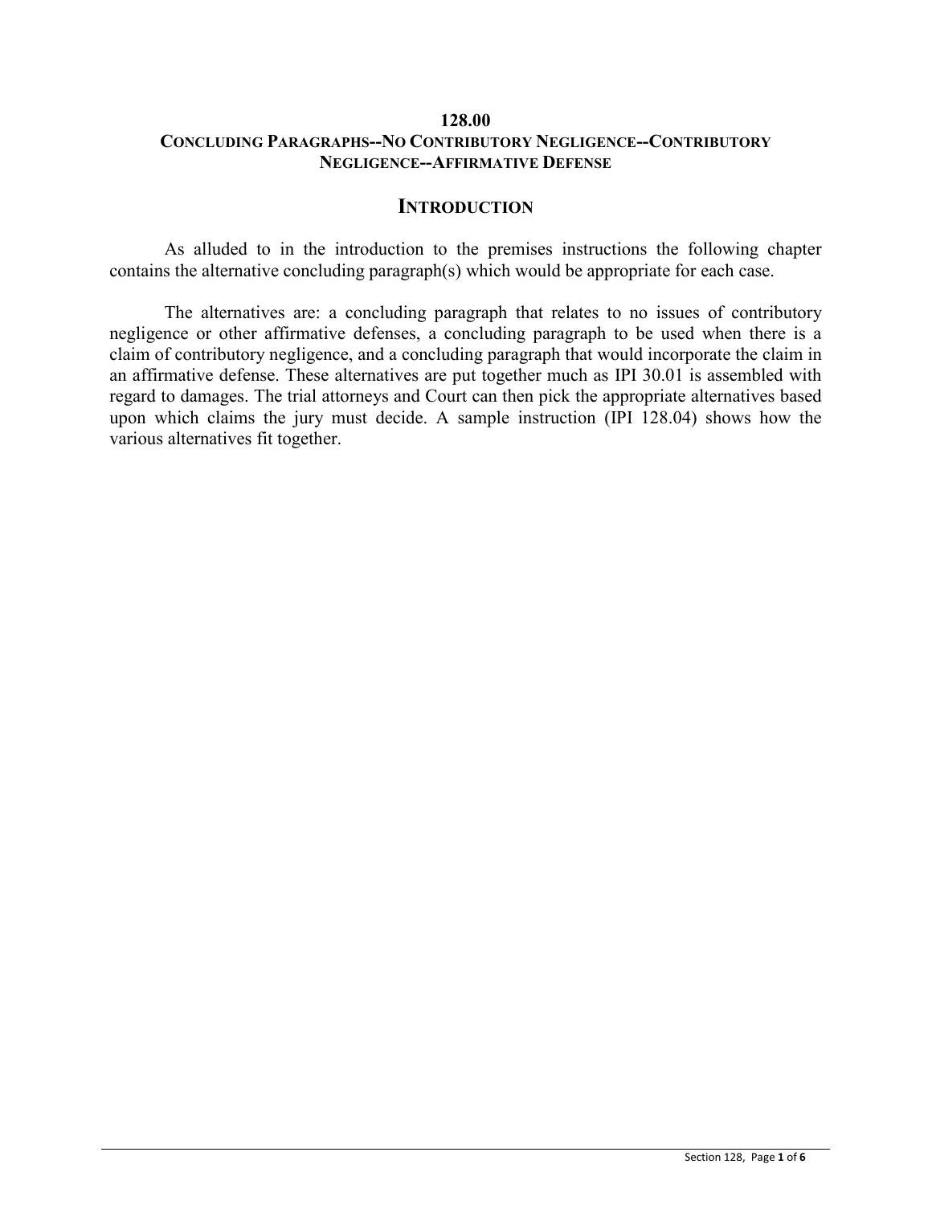# 128.00

## CONCLUDING PARAGRAPHS--NO CONTRIBUTORY NEGLIGENCE--CONTRIBUTORY NEGLIGENCE--AFFIRMATIVE DEFENSE

## INTRODUCTION

As alluded to in the introduction to the premises instructions the following chapter contains the alternative concluding paragraph(s) which would be appropriate for each case.

The alternatives are: a concluding paragraph that relates to no issues of contributory negligence or other affirmative defenses, a concluding paragraph to be used when there is a claim of contributory negligence, and a concluding paragraph that would incorporate the claim in an affirmative defense. These alternatives are put together much as IPI 30.01 is assembled with regard to damages. The trial attorneys and Court can then pick the appropriate alternatives based upon which claims the jury must decide. A sample instruction (IPI 128.04) shows how the various alternatives fit together.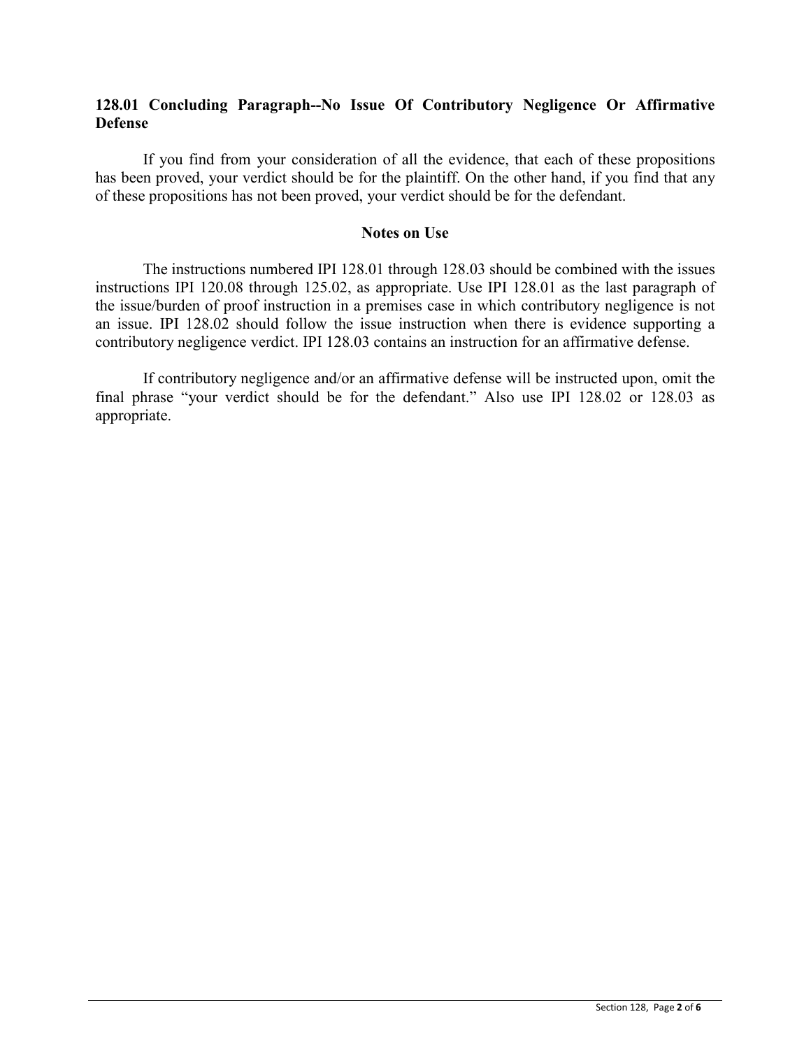**128.01 Concluding Paragraph--No Issue Of Contributory Negligence Or Affirmative Defense**

If you find from your consideration of all the evidence, that each of these propositions has been proved, your verdict should be for the plaintiff. On the other hand, if you find that any of these propositions has not been proved, your verdict should be for the defendant.

**Notes on Use**

The instructions numbered IPI 128.01 through 128.03 should be combined with the issues instructions IPI 120.08 through 125.02, as appropriate. Use IPI 128.01 as the last paragraph of the issue/burden of proof instruction in a premises case in which contributory negligence is not an issue. IPI 128.02 should follow the issue instruction when there is evidence supporting a contributory negligence verdict. IPI 128.03 contains an instruction for an affirmative defense.

If contributory negligence and/or an affirmative defense will be instructed upon, omit the final phrase "your verdict should be for the defendant." Also use IPI 128.02 or 128.03 as appropriate.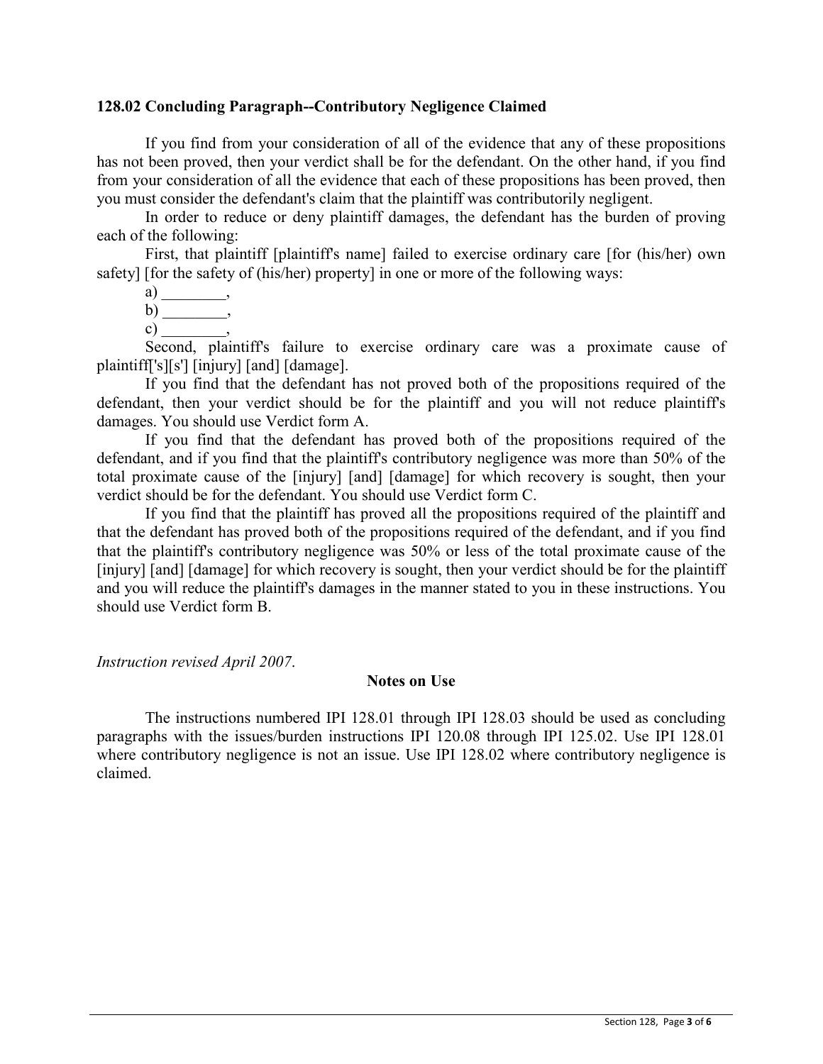### 128.02 Concluding Paragraph--Contributory Negligence Claimed

If you find from your consideration of all of the evidence that any of these propositions has not been proved, then your verdict shall be for the defendant. On the other hand, if you find from your consideration of all the evidence that each of these propositions has been proved, then you must consider the defendant's claim that the plaintiff was contributorily negligent.

In order to reduce or deny plaintiff damages, the defendant has the burden of proving each of the following:

First, that plaintiff [plaintiff's name] failed to exercise ordinary care [for (his/her) own safety] [for the safety of (his/her) property] in one or more of the following ways:

a) ________,
b) ________,
c) ________,

Second, plaintiff's failure to exercise ordinary care was a proximate cause of plaintiff['s][s'] [injury] [and] [damage].

If you find that the defendant has not proved both of the propositions required of the defendant, then your verdict should be for the plaintiff and you will not reduce plaintiff's damages. You should use Verdict form A.

If you find that the defendant has proved both of the propositions required of the defendant, and if you find that the plaintiff's contributory negligence was more than 50% of the total proximate cause of the [injury] [and] [damage] for which recovery is sought, then your verdict should be for the defendant. You should use Verdict form C.

If you find that the plaintiff has proved all the propositions required of the plaintiff and that the defendant has proved both of the propositions required of the defendant, and if you find that the plaintiff's contributory negligence was 50% or less of the total proximate cause of the [injury] [and] [damage] for which recovery is sought, then your verdict should be for the plaintiff and you will reduce the plaintiff's damages in the manner stated to you in these instructions. You should use Verdict form B.

*Instruction revised April 2007*.

**Notes on Use**

The instructions numbered IPI 128.01 through IPI 128.03 should be used as concluding paragraphs with the issues/burden instructions IPI 120.08 through IPI 125.02. Use IPI 128.01 where contributory negligence is not an issue. Use IPI 128.02 where contributory negligence is claimed.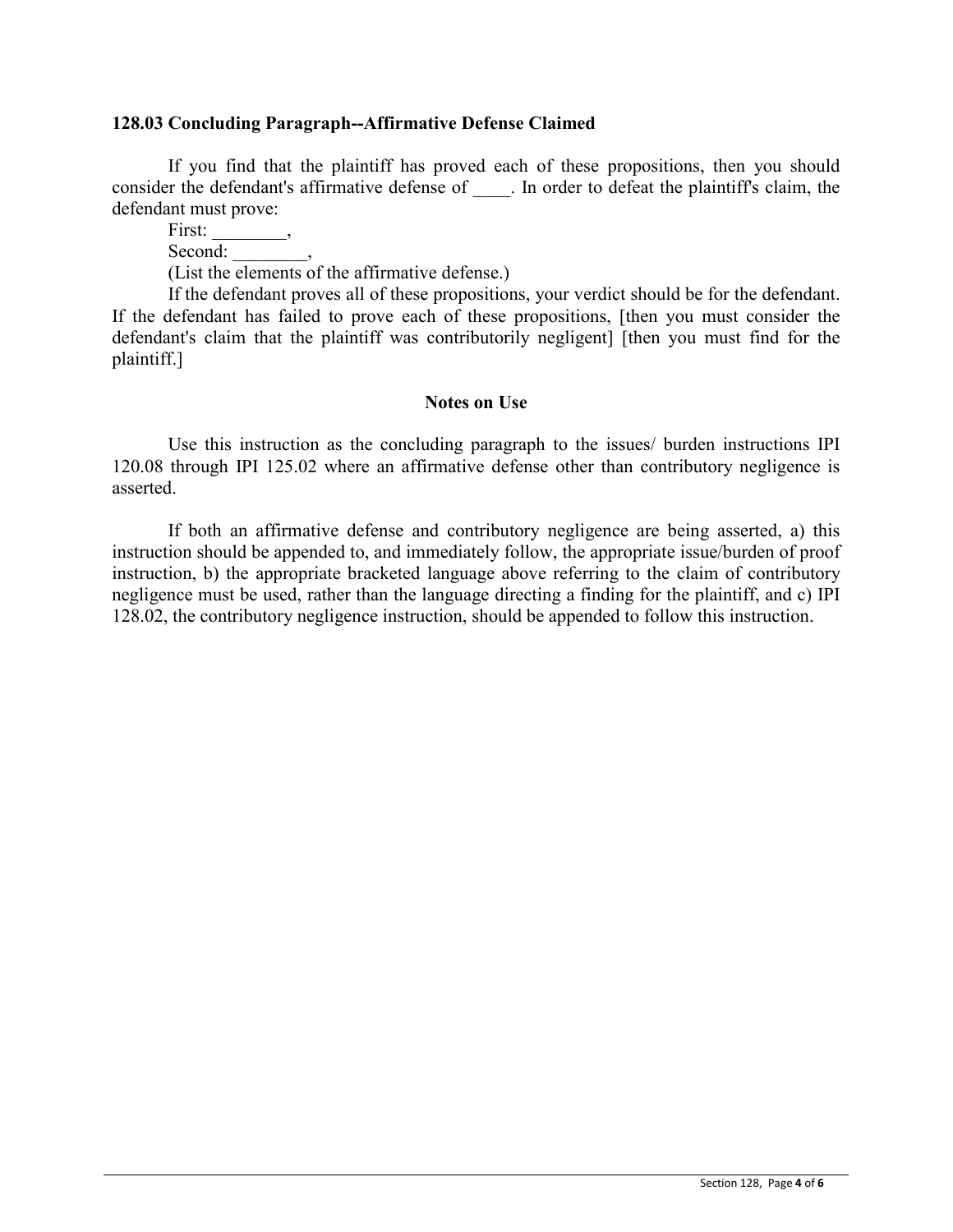### 128.03 Concluding Paragraph--Affirmative Defense Claimed

If you find that the plaintiff has proved each of these propositions, then you should consider the defendant's affirmative defense of ____. In order to defeat the plaintiff's claim, the defendant must prove:

First: ________,

Second: ________,

(List the elements of the affirmative defense.)

If the defendant proves all of these propositions, your verdict should be for the defendant. If the defendant has failed to prove each of these propositions, [then you must consider the defendant's claim that the plaintiff was contributorily negligent] [then you must find for the plaintiff.]

#### Notes on Use

Use this instruction as the concluding paragraph to the issues/ burden instructions IPI 120.08 through IPI 125.02 where an affirmative defense other than contributory negligence is asserted.

If both an affirmative defense and contributory negligence are being asserted, a) this instruction should be appended to, and immediately follow, the appropriate issue/burden of proof instruction, b) the appropriate bracketed language above referring to the claim of contributory negligence must be used, rather than the language directing a finding for the plaintiff, and c) IPI 128.02, the contributory negligence instruction, should be appended to follow this instruction.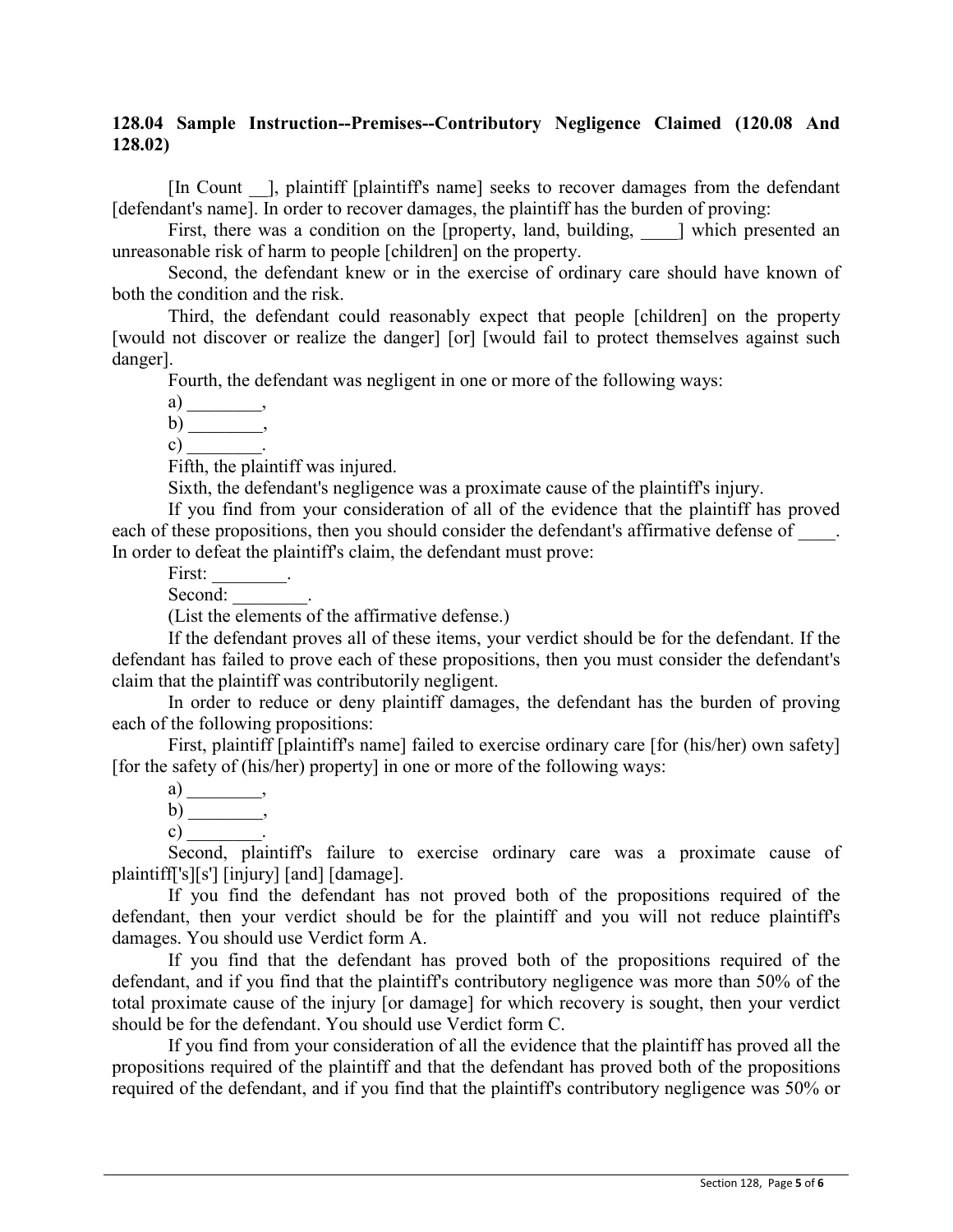### 128.04 Sample Instruction--Premises--Contributory Negligence Claimed (120.08 And 128.02)

[In Count __], plaintiff [plaintiff's name] seeks to recover damages from the defendant [defendant's name]. In order to recover damages, the plaintiff has the burden of proving:

First, there was a condition on the [property, land, building, ____] which presented an unreasonable risk of harm to people [children] on the property.

Second, the defendant knew or in the exercise of ordinary care should have known of both the condition and the risk.

Third, the defendant could reasonably expect that people [children] on the property [would not discover or realize the danger] [or] [would fail to protect themselves against such danger].

Fourth, the defendant was negligent in one or more of the following ways:

a) ________,

b) ________,

c) ________.

Fifth, the plaintiff was injured.

Sixth, the defendant's negligence was a proximate cause of the plaintiff's injury.

If you find from your consideration of all of the evidence that the plaintiff has proved each of these propositions, then you should consider the defendant's affirmative defense of ____. In order to defeat the plaintiff's claim, the defendant must prove:

First: ________.

Second: ________.

(List the elements of the affirmative defense.)

If the defendant proves all of these items, your verdict should be for the defendant. If the defendant has failed to prove each of these propositions, then you must consider the defendant's claim that the plaintiff was contributorily negligent.

In order to reduce or deny plaintiff damages, the defendant has the burden of proving each of the following propositions:

First, plaintiff [plaintiff's name] failed to exercise ordinary care [for (his/her) own safety] [for the safety of (his/her) property] in one or more of the following ways:

a) ________,

b) ________,

c) ________.

Second, plaintiff's failure to exercise ordinary care was a proximate cause of plaintiff['s][s'] [injury] [and] [damage].

If you find the defendant has not proved both of the propositions required of the defendant, then your verdict should be for the plaintiff and you will not reduce plaintiff's damages. You should use Verdict form A.

If you find that the defendant has proved both of the propositions required of the defendant, and if you find that the plaintiff's contributory negligence was more than 50% of the total proximate cause of the injury [or damage] for which recovery is sought, then your verdict should be for the defendant. You should use Verdict form C.

If you find from your consideration of all the evidence that the plaintiff has proved all the propositions required of the plaintiff and that the defendant has proved both of the propositions required of the defendant, and if you find that the plaintiff's contributory negligence was 50% or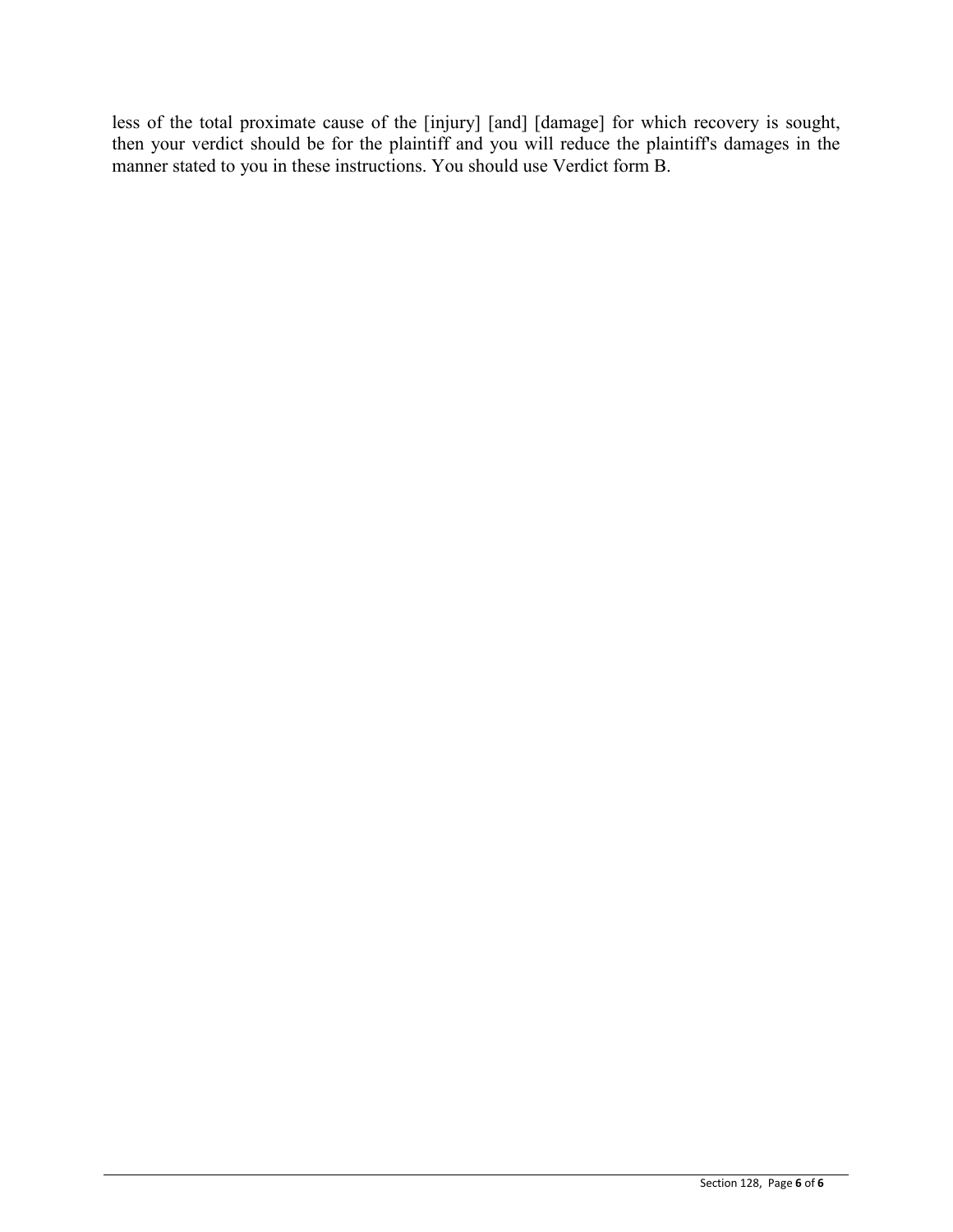less of the total proximate cause of the [injury] [and] [damage] for which recovery is sought, then your verdict should be for the plaintiff and you will reduce the plaintiff's damages in the manner stated to you in these instructions. You should use Verdict form B.